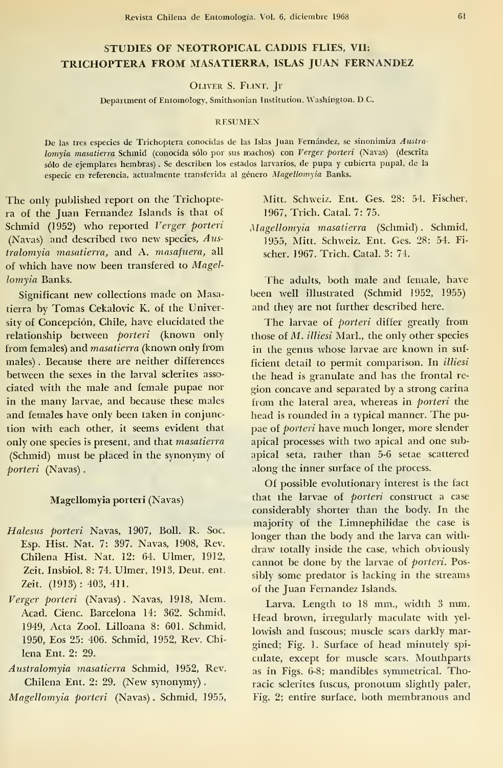# STUDIES OF NEOTROPICAL CADDIS FLIES, VII: TRICHOPTERA FROM MASATIERRA, ISLAS JUAN FERNANDEZ

OLIVER S. FLINT, Jr

Department of Entomology, Smithsonian Institution, Washington, D.C.

## RESUMEN

De las tres especies de Trichoptera conocidas de las Islas Juan Fernández, se sinonimiza *Australomyia masatierra* Schmid (conocida sólo por sus machos) con *Verger porteri* (Navas) (descrita sólo de ejemplares hembras). Se describen los estados larvarios, de pupa y cubierta pupal, de la especie en referencia, actualmente transferida al género *Magellomyia* Banks.

The only published report on the Trichoptera of the Juan Fernandez Islands is that of Schmid (1952) who reported *Verger porteri* (Navas) and described two new species, *Australomyia masatierra,* and *A. masafuera,* all of which have now been transfered to *Magellomyia* Banks.

Significant new collections made on Masatierra by Tomas Cekalovic K. of the University of Concepción, Chile, have elucidated the relationship between *porteri* (known only from females) and *masatierra* (known only from males). Because there are neither differences between the sexes in the larval sclerites associated with the male and female pupae nor in the many larvae, and because these males and females have only been taken in conjunction with each other, it seems evident that only one species is present, and that *masatierra* (Schmid) must be placed in the synonymy of *porteri* (Navas).

### Magellomyia porteri (Navas)

*Halesus porteri* Navas, 1907, Boll. R. Soc. Esp. Hist. Nat. 7: 397. Navas, 1908, Rev. Chilena Hist. Nat. 12: 64. Ulmer, 1912, Zeit. Insbiol. 8: 74. Ulmer, 1913, Deut. ent. Zeit. (1913): 403, 411.

*Verger porteri* (Navas). Navas, 1918, Mem. Acad. Cienc. Barcelona 14: 362. Schmid, 1949, Acta Zool. Lilloana 8: 601. Schmid, 1950, Eos 25: 406. Schmid, 1952, Rev. Chilena Ent. 2: 29.

*Australomyia masatierra* Schmid, 1952, Rev. Chilena Ent. 2: 29. (New synonymy).

*Magellomyia porteri* (Navas). Schmid, 1955, Mitt. Schweiz. Ent. Ges. 28: 54. Fischer, 1967, Trich. Catal. 7: 75.

*Magellomyia masatierra* (Schmid). Schmid, 1955, Mitt. Schweiz. Ent. Ges. 28: 54. Fischer. 1967. Trich. Catal. 3: 74.

The adults, both male and female, have been well illustrated (Schmid 1952, 1955) and they are not further described here.

The larvae of *porteri* differ greatly from those of *M. illiesi* Marl., the only other species in the genus whose larvae are known in sufficient detail to permit comparison. In *illiesi* the head is granulate and has the frontal region concave and separated by a strong carina from the lateral area, whereas in *porteri* the head is rounded in a typical manner. The pupae of *porteri* have much longer, more slender apical processes with two apical and one subapical seta, rather than 5-6 setae scattered along the inner surface of the process.

Of possible evolutionary interest is the fact that the larvae of *porteri* construct a case considerably shorter than the body. In the majority of the Limnephilidae the case is longer than the body and the larva can withdraw totally inside the case, which obviously cannot be done by the larvae of *porteri*. Possibly some predator is lacking in the streams of the Juan Fernandez Islands.

Larva. Length to 18 mm., width 3 mm. Head brown, irregularly maculate with yellowish and fuscous; muscle scars darkly margined; Fig. 1. Surface of head minutely spiculate, except for muscle scars. Mouthparts as in Figs. 6-8; mandibles symmetrical. Thoracic sclerites fuscus, pronotum slightly paler, Fig. 2; entire surface, both membranous and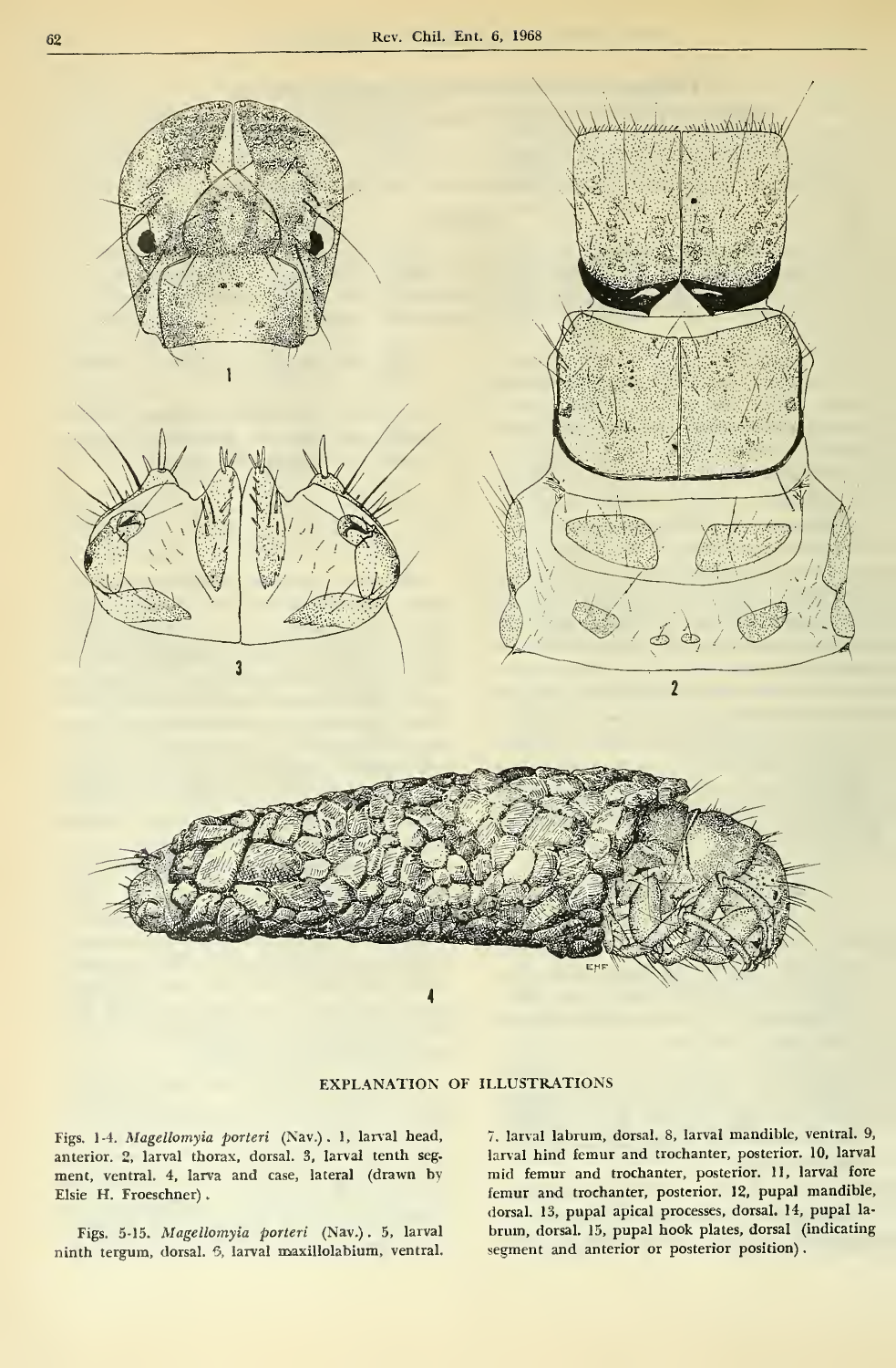EXPLANATION OF ILLUSTRATIONS

Figs. 1-4. *Magellomyia porteri* (Nav.). 1, larval head, anterior. 2, larval thorax, dorsal. 3, larval tenth segment, ventral. 4, larva and case, lateral (drawn by Elsie H. Froeschner).

Figs. 5-15. *Magellomyia porteri* (Nav.). 5, larval ninth tergum, dorsal. 6, larval maxillolabium, ventral. 7, larval labrum, dorsal. 8, larval mandible, ventral. 9, larval hind femur and trochanter, posterior. 10, larval mid femur and trochanter, posterior. 11, larval fore femur and trochanter, posterior. 12, pupal mandible, dorsal. 13, pupal apical processes, dorsal. 14, pupal labrum, dorsal. 15, pupal hook plates, dorsal (indicating segment and anterior or posterior position).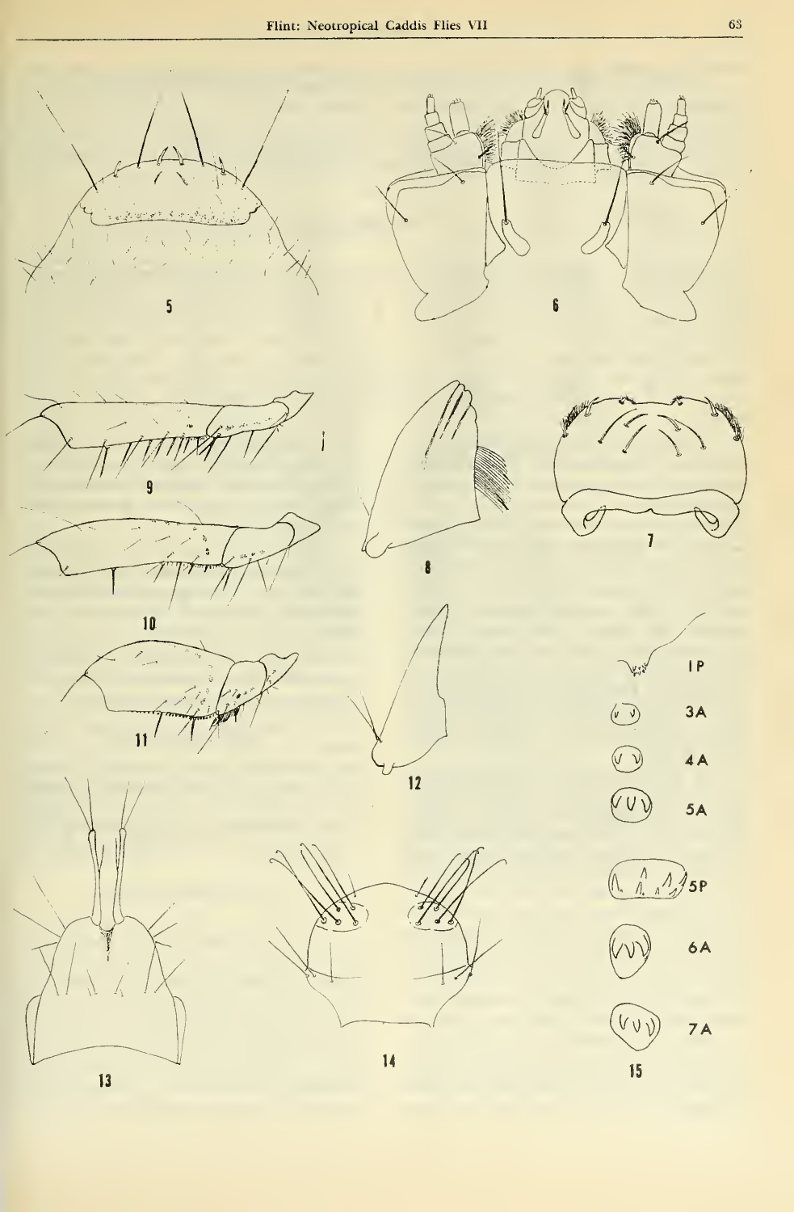5

6

9

10

11

8

7

12

1P

3A

4A

5A

5P

6A

7A

13

14

15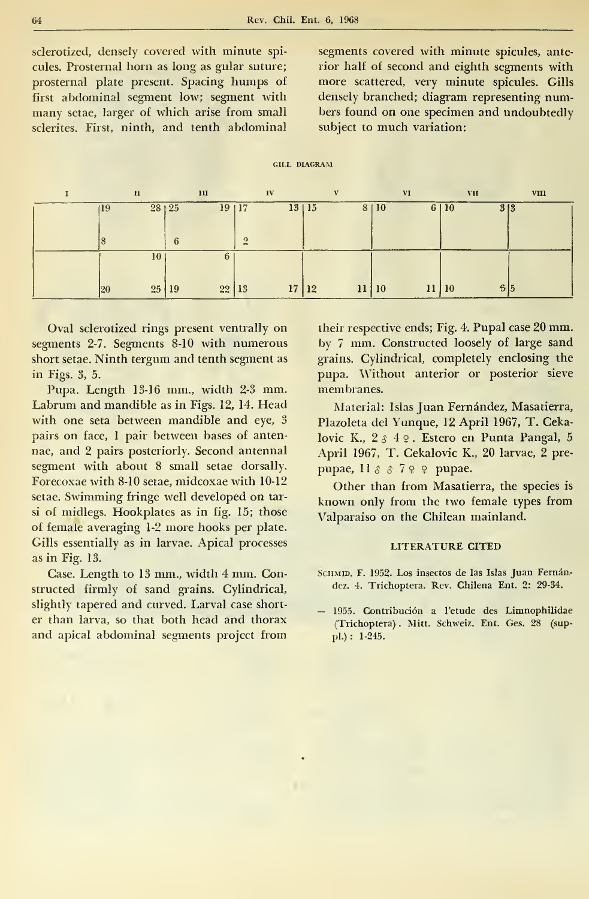sclerotized, densely covered with minute spicules. Prosternal horn as long as gular suture; prosternal plate present. Spacing humps of first abdominal segment low; segment with many setae, larger of which arise from small sclerites. First, ninth, and tenth abdominal segments covered with minute spicules, anterior half of second and eighth segments with more scattered, very minute spicules. Gills densely branched; diagram representing numbers found on one specimen and undoubtedly subject to much variation:

GILL DIAGRAM

| I | II | III | IV | V | VI | VII | VIII |
|---|---|---|---|---|---|---|---|
| | 19 28 | 25 19 | 17 13 | 15 8 | 10 6 | 10 3 | 3 |
| | 8 | 6 | 2 | | | | |
| | 10 | 6 | | | | | |
| | 20 25 | 19 22 | 13 17 | 12 11 | 10 11 | 10 6 | 5 |

Oval sclerotized rings present ventrally on segments 2-7. Segments 8-10 with numerous short setae. Ninth tergum and tenth segment as in Figs. 3, 5.

Pupa. Length 13-16 mm., width 2-3 mm. Labrum and mandible as in Figs. 12, 14. Head with one seta between mandible and eye, 3 pairs on face, 1 pair between bases of antennae, and 2 pairs posteriorly. Second antennal segment with about 8 small setae dorsally. Forecoxae with 8-10 setae, midcoxae with 10-12 setae. Swimming fringe well developed on tarsi of midlegs. Hookplates as in fig. 15; those of female averaging 1-2 more hooks per plate. Gills essentially as in larvae. Apical processes as in Fig. 13.

Case. Length to 13 mm., width 4 mm. Constructed firmly of sand grains. Cylindrical, slightly tapered and curved. Larval case shorter than larva, so that both head and thorax and apical abdominal segments project from their respective ends; Fig. 4. Pupal case 20 mm. by 7 mm. Constructed loosely of large sand grains. Cylindrical, completely enclosing the pupa. Without anterior or posterior sieve membranes.

Material: Islas Juan Fernández, Masatierra, Plazoleta del Yunque, 12 April 1967, T. Cekalovic K., 2 ♂ 4 ♀. Estero en Punta Pangal, 5 April 1967, T. Cekalovic K., 20 larvae, 2 prepupae, 11 ♂ ♂ 7 ♀ ♀ pupae.

Other than from Masatierra, the species is known only from the two female types from Valparaiso on the Chilean mainland.

## LITERATURE CITED

Schmid, F. 1952. Los insectos de las Islas Juan Fernández. 4. Trichoptera. Rev. Chilena Ent. 2: 29-34.

— 1955. Contribución a l'etude des Limnophilidae (Trichoptera). Mitt. Schweiz. Ent. Ges. 28 (suppl.): 1-245.